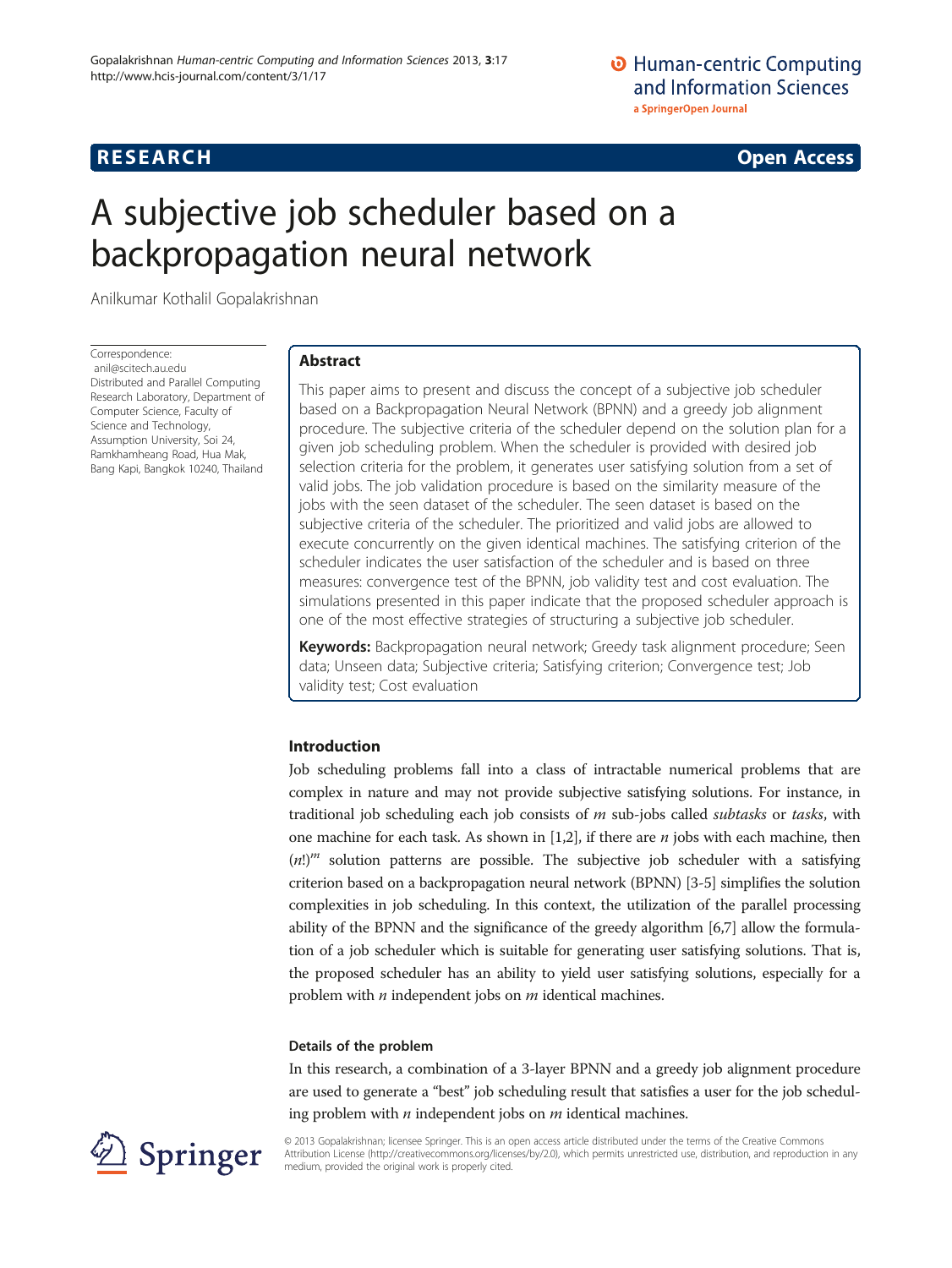**RESEARCH** **Open Access**

# A subjective job scheduler based on a backpropagation neural network

Anilkumar Kothalil Gopalakrishnan

Correspondence:
anil@scitech.au.edu
Distributed and Parallel Computing Research Laboratory, Department of Computer Science, Faculty of Science and Technology, Assumption University, Soi 24, Ramkhamheang Road, Hua Mak, Bang Kapi, Bangkok 10240, Thailand

## Abstract

This paper aims to present and discuss the concept of a subjective job scheduler based on a Backpropagation Neural Network (BPNN) and a greedy job alignment procedure. The subjective criteria of the scheduler depend on the solution plan for a given job scheduling problem. When the scheduler is provided with desired job selection criteria for the problem, it generates user satisfying solution from a set of valid jobs. The job validation procedure is based on the similarity measure of the jobs with the seen dataset of the scheduler. The seen dataset is based on the subjective criteria of the scheduler. The prioritized and valid jobs are allowed to execute concurrently on the given identical machines. The satisfying criterion of the scheduler indicates the user satisfaction of the scheduler and is based on three measures: convergence test of the BPNN, job validity test and cost evaluation. The simulations presented in this paper indicate that the proposed scheduler approach is one of the most effective strategies of structuring a subjective job scheduler.

**Keywords:** Backpropagation neural network; Greedy task alignment procedure; Seen data; Unseen data; Subjective criteria; Satisfying criterion; Convergence test; Job validity test; Cost evaluation

## Introduction

Job scheduling problems fall into a class of intractable numerical problems that are complex in nature and may not provide subjective satisfying solutions. For instance, in traditional job scheduling each job consists of $m$ sub-jobs called *subtasks* or *tasks*, with one machine for each task. As shown in [1,2], if there are $n$ jobs with each machine, then $(n!)^m$ solution patterns are possible. The subjective job scheduler with a satisfying criterion based on a backpropagation neural network (BPNN) [3-5] simplifies the solution complexities in job scheduling. In this context, the utilization of the parallel processing ability of the BPNN and the significance of the greedy algorithm [6,7] allow the formulation of a job scheduler which is suitable for generating user satisfying solutions. That is, the proposed scheduler has an ability to yield user satisfying solutions, especially for a problem with $n$ independent jobs on $m$ identical machines.

### Details of the problem

In this research, a combination of a 3-layer BPNN and a greedy job alignment procedure are used to generate a "best" job scheduling result that satisfies a user for the job scheduling problem with $n$ independent jobs on $m$ identical machines.

© 2013 Gopalakrishnan; licensee Springer. This is an open access article distributed under the terms of the Creative Commons Attribution License (http://creativecommons.org/licenses/by/2.0), which permits unrestricted use, distribution, and reproduction in any medium, provided the original work is properly cited.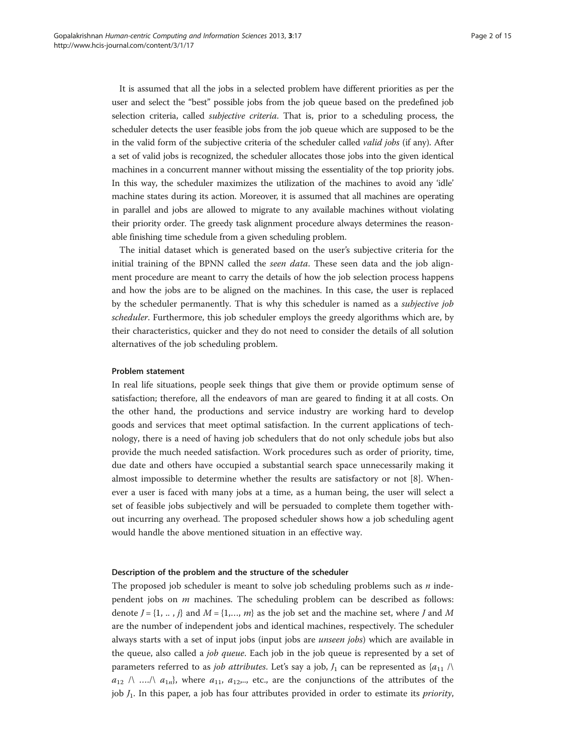It is assumed that all the jobs in a selected problem have different priorities as per the user and select the "best" possible jobs from the job queue based on the predefined job selection criteria, called *subjective criteria*. That is, prior to a scheduling process, the scheduler detects the user feasible jobs from the job queue which are supposed to be the in the valid form of the subjective criteria of the scheduler called *valid jobs* (if any). After a set of valid jobs is recognized, the scheduler allocates those jobs into the given identical machines in a concurrent manner without missing the essentiality of the top priority jobs. In this way, the scheduler maximizes the utilization of the machines to avoid any 'idle' machine states during its action. Moreover, it is assumed that all machines are operating in parallel and jobs are allowed to migrate to any available machines without violating their priority order. The greedy task alignment procedure always determines the reasonable finishing time schedule from a given scheduling problem.

The initial dataset which is generated based on the user's subjective criteria for the initial training of the BPNN called the *seen data*. These seen data and the job alignment procedure are meant to carry the details of how the job selection process happens and how the jobs are to be aligned on the machines. In this case, the user is replaced by the scheduler permanently. That is why this scheduler is named as a *subjective job scheduler*. Furthermore, this job scheduler employs the greedy algorithms which are, by their characteristics, quicker and they do not need to consider the details of all solution alternatives of the job scheduling problem.

### Problem statement

In real life situations, people seek things that give them or provide optimum sense of satisfaction; therefore, all the endeavors of man are geared to finding it at all costs. On the other hand, the productions and service industry are working hard to develop goods and services that meet optimal satisfaction. In the current applications of technology, there is a need of having job schedulers that do not only schedule jobs but also provide the much needed satisfaction. Work procedures such as order of priority, time, due date and others have occupied a substantial search space unnecessarily making it almost impossible to determine whether the results are satisfactory or not [8]. Whenever a user is faced with many jobs at a time, as a human being, the user will select a set of feasible jobs subjectively and will be persuaded to complete them together without incurring any overhead. The proposed scheduler shows how a job scheduling agent would handle the above mentioned situation in an effective way.

### Description of the problem and the structure of the scheduler

The proposed job scheduler is meant to solve job scheduling problems such as $n$ independent jobs on $m$ machines. The scheduling problem can be described as follows: denote $J = \{1, .., j\}$ and $M = \{1, \ldots, m\}$ as the job set and the machine set, where $J$ and $M$ are the number of independent jobs and identical machines, respectively. The scheduler always starts with a set of input jobs (input jobs are *unseen jobs*) which are available in the queue, also called a *job queue*. Each job in the job queue is represented by a set of parameters referred to as *job attributes*. Let's say a job, $J_1$ can be represented as $\{a_{11} \wedge a_{12} \wedge \ldots \wedge a_{1n}\}$, where $a_{11}$, $a_{12}$,.., etc., are the conjunctions of the attributes of the job $J_1$. In this paper, a job has four attributes provided in order to estimate its *priority*,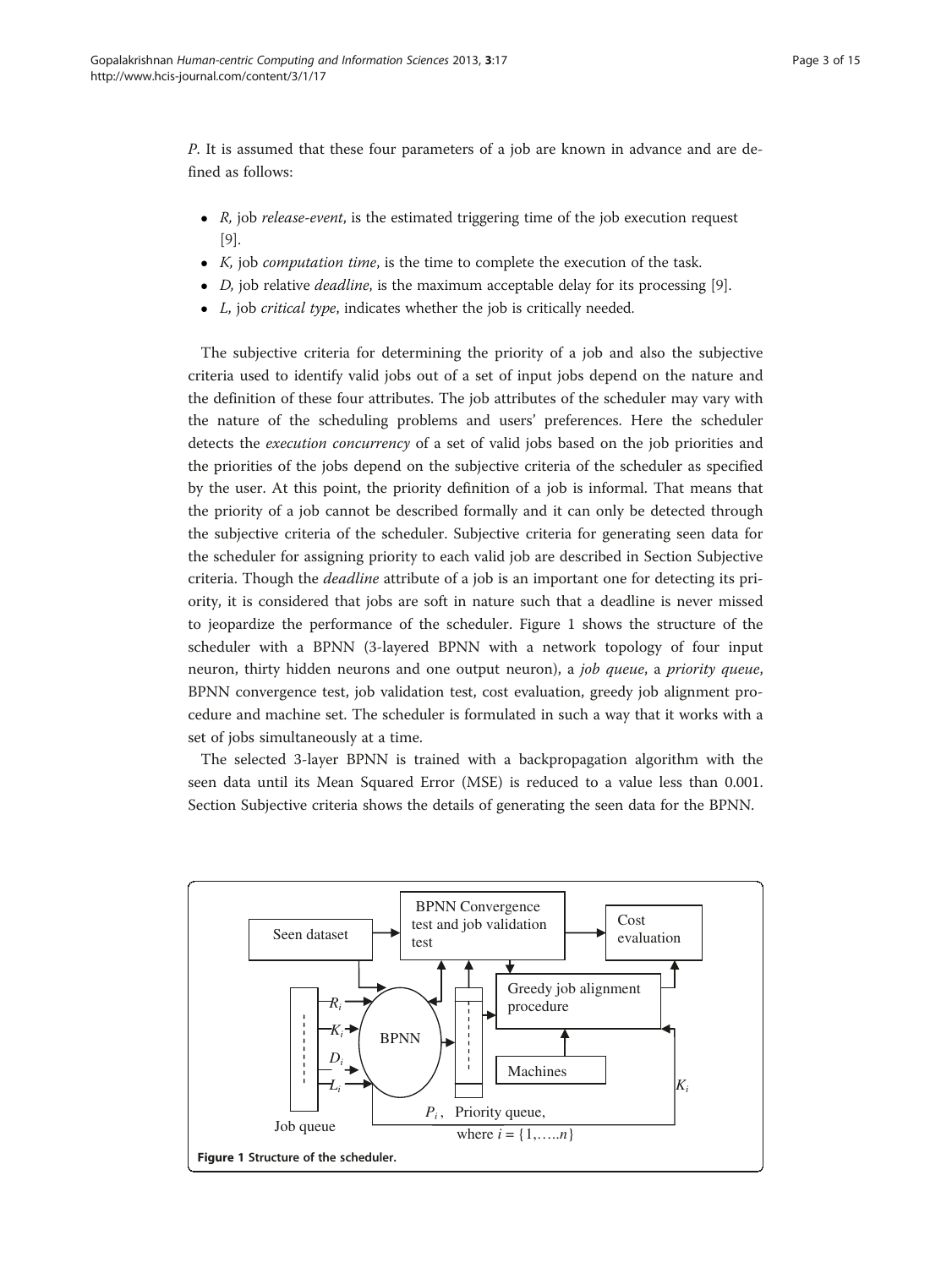*P*. It is assumed that these four parameters of a job are known in advance and are defined as follows:

- *R*, job *release-event*, is the estimated triggering time of the job execution request [9].
- *K*, job *computation time*, is the time to complete the execution of the task.
- *D*, job relative *deadline*, is the maximum acceptable delay for its processing [9].
- *L*, job *critical type*, indicates whether the job is critically needed.

The subjective criteria for determining the priority of a job and also the subjective criteria used to identify valid jobs out of a set of input jobs depend on the nature and the definition of these four attributes. The job attributes of the scheduler may vary with the nature of the scheduling problems and users' preferences. Here the scheduler detects the *execution concurrency* of a set of valid jobs based on the job priorities and the priorities of the jobs depend on the subjective criteria of the scheduler as specified by the user. At this point, the priority definition of a job is informal. That means that the priority of a job cannot be described formally and it can only be detected through the subjective criteria of the scheduler. Subjective criteria for generating seen data for the scheduler for assigning priority to each valid job are described in Section Subjective criteria. Though the *deadline* attribute of a job is an important one for detecting its priority, it is considered that jobs are soft in nature such that a deadline is never missed to jeopardize the performance of the scheduler. Figure 1 shows the structure of the scheduler with a BPNN (3-layered BPNN with a network topology of four input neuron, thirty hidden neurons and one output neuron), a *job queue*, a *priority queue*, BPNN convergence test, job validation test, cost evaluation, greedy job alignment procedure and machine set. The scheduler is formulated in such a way that it works with a set of jobs simultaneously at a time.

The selected 3-layer BPNN is trained with a backpropagation algorithm with the seen data until its Mean Squared Error (MSE) is reduced to a value less than 0.001. Section Subjective criteria shows the details of generating the seen data for the BPNN.

Seen dataset
BPNN Convergence test and job validation test
Cost evaluation
Greedy job alignment procedure
BPNN
Machines
$R_i$
$K_i$
$D_i$
$L_i$
$K_i$
Job queue
$P_i$, Priority queue, where $i = \{1, \ldots n\}$

**Figure 1 Structure of the scheduler.**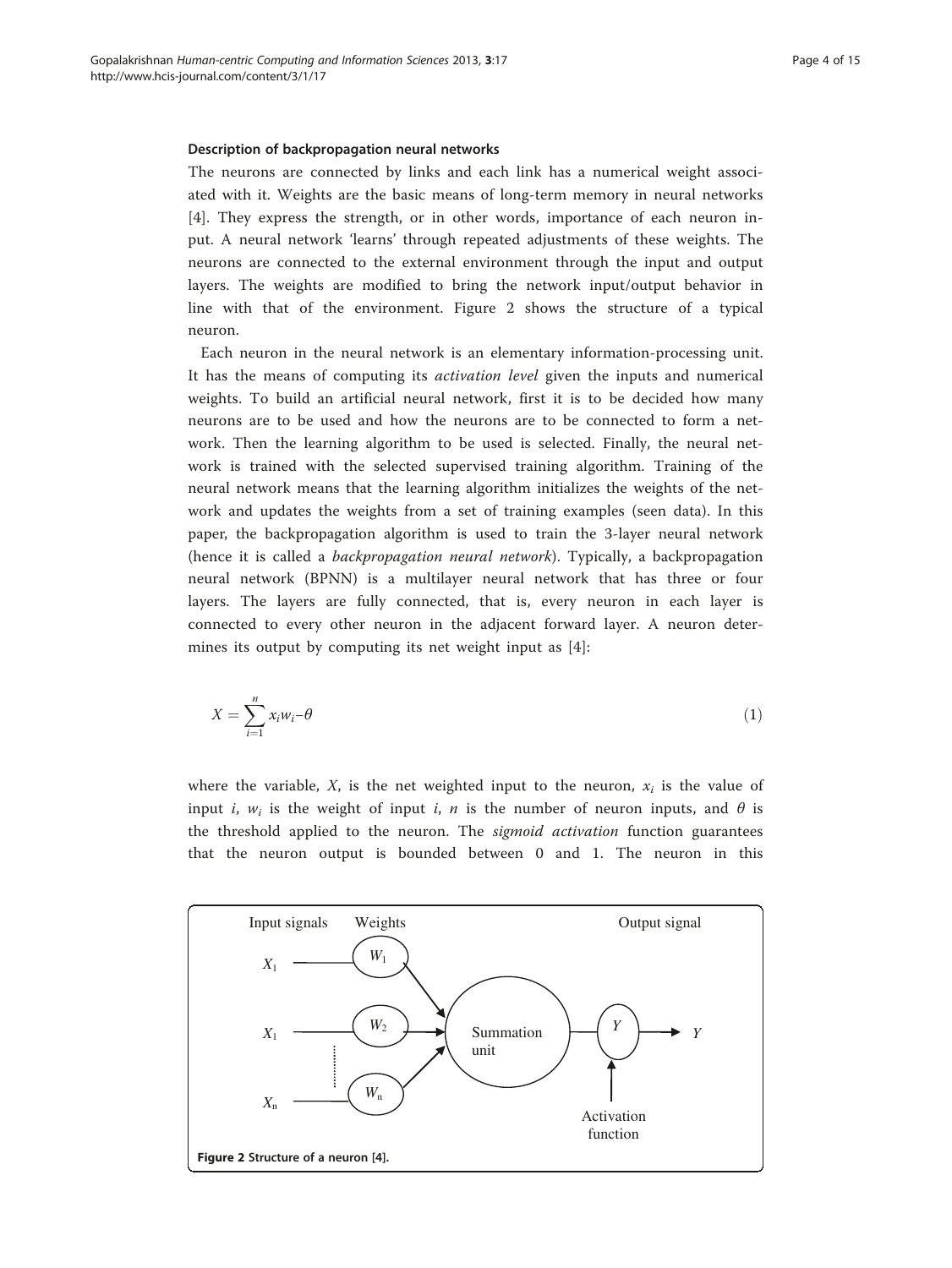### Description of backpropagation neural networks

The neurons are connected by links and each link has a numerical weight associated with it. Weights are the basic means of long-term memory in neural networks [4]. They express the strength, or in other words, importance of each neuron input. A neural network 'learns' through repeated adjustments of these weights. The neurons are connected to the external environment through the input and output layers. The weights are modified to bring the network input/output behavior in line with that of the environment. Figure 2 shows the structure of a typical neuron.

Each neuron in the neural network is an elementary information-processing unit. It has the means of computing its *activation level* given the inputs and numerical weights. To build an artificial neural network, first it is to be decided how many neurons are to be used and how the neurons are to be connected to form a network. Then the learning algorithm to be used is selected. Finally, the neural network is trained with the selected supervised training algorithm. Training of the neural network means that the learning algorithm initializes the weights of the network and updates the weights from a set of training examples (seen data). In this paper, the backpropagation algorithm is used to train the 3-layer neural network (hence it is called a *backpropagation neural network*). Typically, a backpropagation neural network (BPNN) is a multilayer neural network that has three or four layers. The layers are fully connected, that is, every neuron in each layer is connected to every other neuron in the adjacent forward layer. A neuron determines its output by computing its net weight input as [4]:

$$X = \sum_{i=1}^{n} x_i w_i - \theta \tag{1}$$

where the variable, $X$, is the net weighted input to the neuron, $x_i$ is the value of input $i$, $w_i$ is the weight of input $i$, $n$ is the number of neuron inputs, and $\theta$ is the threshold applied to the neuron. The *sigmoid activation* function guarantees that the neuron output is bounded between 0 and 1. The neuron in this

**Figure 2** Structure of a neuron [4].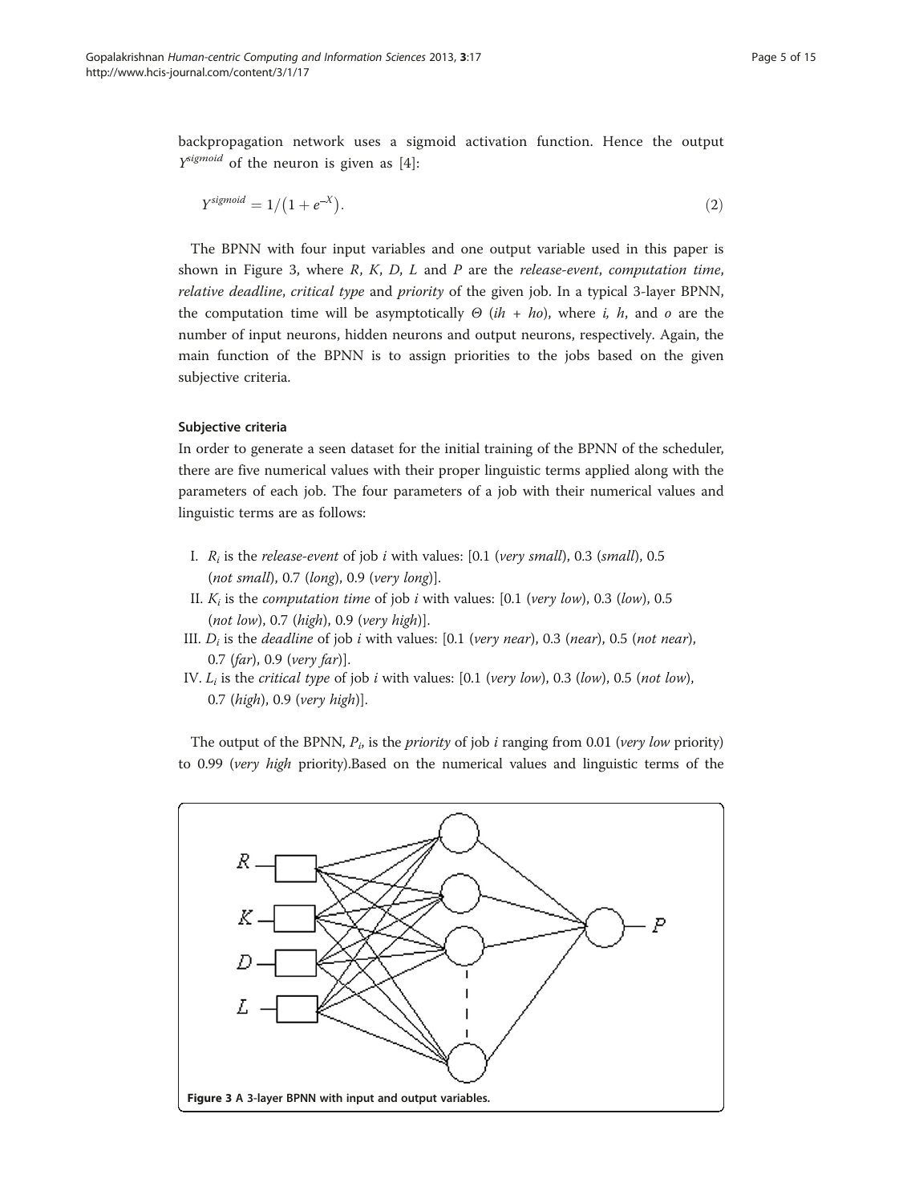backpropagation network uses a sigmoid activation function. Hence the output $Y^{sigmoid}$ of the neuron is given as [4]:

$$Y^{sigmoid} = 1/\left(1 + e^{-X}\right). \tag{2}$$

The BPNN with four input variables and one output variable used in this paper is shown in Figure 3, where $R$, $K$, $D$, $L$ and $P$ are the *release-event*, *computation time*, *relative deadline*, *critical type* and *priority* of the given job. In a typical 3-layer BPNN, the computation time will be asymptotically $\Theta$ $(ih + ho)$, where $i$, $h$, and $o$ are the number of input neurons, hidden neurons and output neurons, respectively. Again, the main function of the BPNN is to assign priorities to the jobs based on the given subjective criteria.

#### Subjective criteria

In order to generate a seen dataset for the initial training of the BPNN of the scheduler, there are five numerical values with their proper linguistic terms applied along with the parameters of each job. The four parameters of a job with their numerical values and linguistic terms are as follows:

I. $R_i$ is the *release-event* of job $i$ with values: [0.1 (*very small*), 0.3 (*small*), 0.5 (*not small*), 0.7 (*long*), 0.9 (*very long*)].

II. $K_i$ is the *computation time* of job $i$ with values: [0.1 (*very low*), 0.3 (*low*), 0.5 (*not low*), 0.7 (*high*), 0.9 (*very high*)].

III. $D_i$ is the *deadline* of job $i$ with values: [0.1 (*very near*), 0.3 (*near*), 0.5 (*not near*), 0.7 (*far*), 0.9 (*very far*)].

IV. $L_i$ is the *critical type* of job $i$ with values: [0.1 (*very low*), 0.3 (*low*), 0.5 (*not low*), 0.7 (*high*), 0.9 (*very high*)].

The output of the BPNN, $P_i$, is the *priority* of job $i$ ranging from 0.01 (*very low* priority) to 0.99 (*very high* priority).Based on the numerical values and linguistic terms of the

**Figure 3 A 3-layer BPNN with input and output variables.**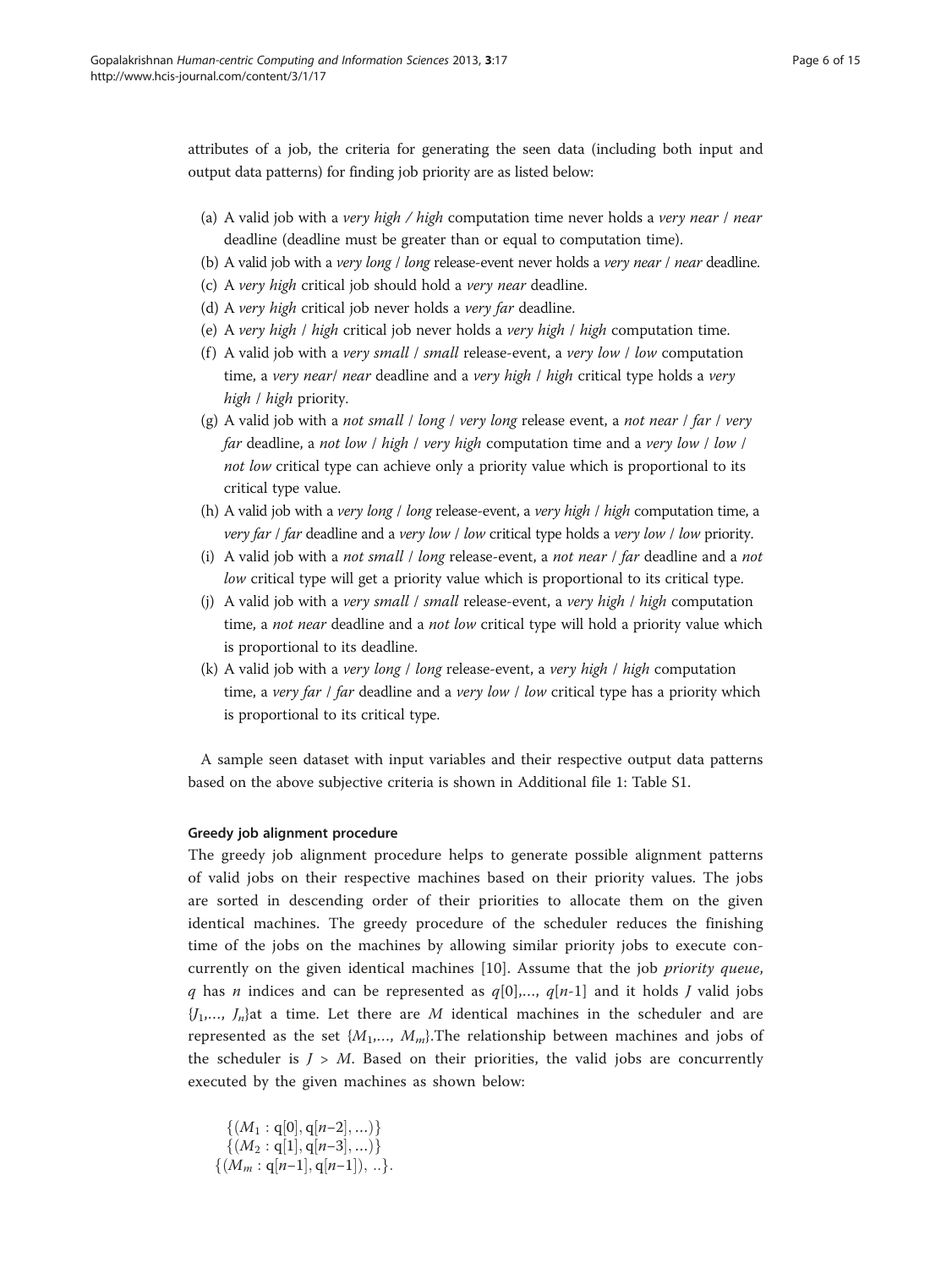attributes of a job, the criteria for generating the seen data (including both input and output data patterns) for finding job priority are as listed below:

(a) A valid job with a *very high / high* computation time never holds a *very near* / *near* deadline (deadline must be greater than or equal to computation time).
(b) A valid job with a *very long* / *long* release-event never holds a *very near* / *near* deadline.
(c) A *very high* critical job should hold a *very near* deadline.
(d) A *very high* critical job never holds a *very far* deadline.
(e) A *very high* / *high* critical job never holds a *very high* / *high* computation time.
(f) A valid job with a *very small* / *small* release-event, a *very low* / *low* computation time, a *very near*/ *near* deadline and a *very high* / *high* critical type holds a *very high* / *high* priority.
(g) A valid job with a *not small* / *long* / *very long* release event, a *not near* / *far* / *very far* deadline, a *not low* / *high* / *very high* computation time and a *very low* / *low* / *not low* critical type can achieve only a priority value which is proportional to its critical type value.
(h) A valid job with a *very long* / *long* release-event, a *very high* / *high* computation time, a *very far* / *far* deadline and a *very low* / *low* critical type holds a *very low* / *low* priority.
(i) A valid job with a *not small* / *long* release-event, a *not near* / *far* deadline and a *not low* critical type will get a priority value which is proportional to its critical type.
(j) A valid job with a *very small* / *small* release-event, a *very high* / *high* computation time, a *not near* deadline and a *not low* critical type will hold a priority value which is proportional to its deadline.
(k) A valid job with a *very long* / *long* release-event, a *very high* / *high* computation time, a *very far* / *far* deadline and a *very low* / *low* critical type has a priority which is proportional to its critical type.

A sample seen dataset with input variables and their respective output data patterns based on the above subjective criteria is shown in Additional file 1: Table S1.

#### Greedy job alignment procedure

The greedy job alignment procedure helps to generate possible alignment patterns of valid jobs on their respective machines based on their priority values. The jobs are sorted in descending order of their priorities to allocate them on the given identical machines. The greedy procedure of the scheduler reduces the finishing time of the jobs on the machines by allowing similar priority jobs to execute concurrently on the given identical machines [10]. Assume that the job *priority queue*, $q$ has $n$ indices and can be represented as $q[0],..., q[n\text{-}1]$ and it holds $J$ valid jobs $\{J_1,..., J_n\}$at a time. Let there are $M$ identical machines in the scheduler and are represented as the set $\{M_1,..., M_m\}$.The relationship between machines and jobs of the scheduler is $J > M$. Based on their priorities, the valid jobs are concurrently executed by the given machines as shown below:

$$\{(M_1 : \mathrm{q}[0], \mathrm{q}[n\text{-}2], \ldots)\}$$
$$\{(M_2 : \mathrm{q}[1], \mathrm{q}[n\text{-}3], \ldots)\}$$
$$\{(M_m : \mathrm{q}[n\text{-}1], \mathrm{q}[n\text{-}1]),\ ..\}.$$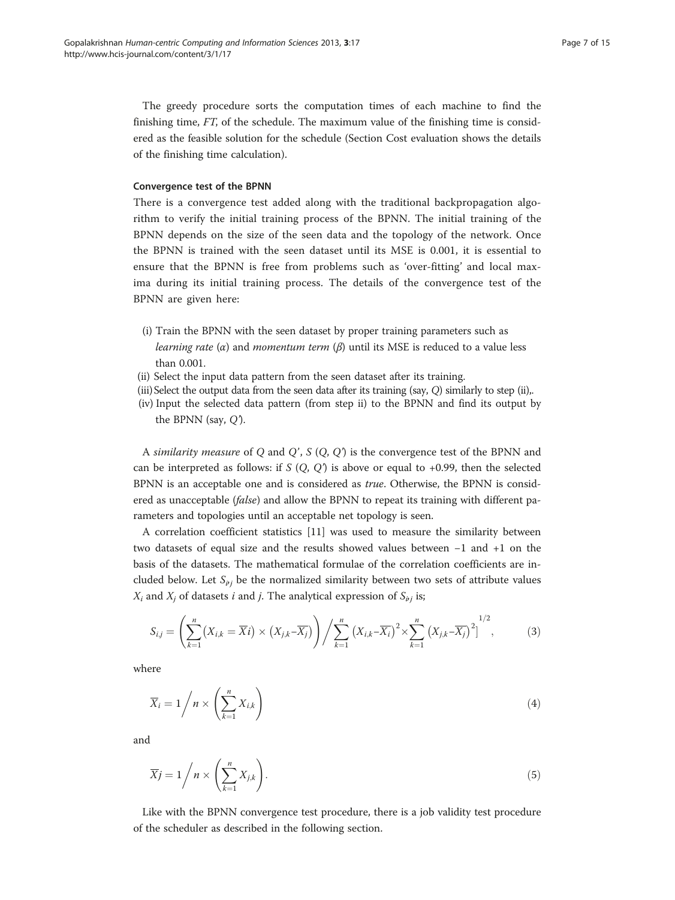The greedy procedure sorts the computation times of each machine to find the finishing time, *FT*, of the schedule. The maximum value of the finishing time is considered as the feasible solution for the schedule (Section Cost evaluation shows the details of the finishing time calculation).

#### Convergence test of the BPNN

There is a convergence test added along with the traditional backpropagation algorithm to verify the initial training process of the BPNN. The initial training of the BPNN depends on the size of the seen data and the topology of the network. Once the BPNN is trained with the seen dataset until its MSE is 0.001, it is essential to ensure that the BPNN is free from problems such as 'over-fitting' and local maxima during its initial training process. The details of the convergence test of the BPNN are given here:

(i) Train the BPNN with the seen dataset by proper training parameters such as *learning rate* ($\alpha$) and *momentum term* ($\beta$) until its MSE is reduced to a value less than 0.001.
(ii) Select the input data pattern from the seen dataset after its training.
(iii) Select the output data from the seen data after its training (say, $Q$) similarly to step (ii),.
(iv) Input the selected data pattern (from step ii) to the BPNN and find its output by the BPNN (say, $Q'$).

A *similarity measure* of $Q$ and $Q'$, $S$ ($Q$, $Q'$) is the convergence test of the BPNN and can be interpreted as follows: if $S$ ($Q$, $Q'$) is above or equal to +0.99, then the selected BPNN is an acceptable one and is considered as *true*. Otherwise, the BPNN is considered as unacceptable (*false*) and allow the BPNN to repeat its training with different parameters and topologies until an acceptable net topology is seen.

A correlation coefficient statistics [11] was used to measure the similarity between two datasets of equal size and the results showed values between −1 and +1 on the basis of the datasets. The mathematical formulae of the correlation coefficients are included below. Let $S_{ij}$ be the normalized similarity between two sets of attribute values $X_i$ and $X_j$ of datasets $i$ and $j$. The analytical expression of $S_{ij}$ is;

$$S_{i,j} = \left( \sum_{k=1}^{n} \left( X_{i,k} = \overline{X}i \right) \times \left( X_{j,k} - \overline{X_j} \right) \right) \Big/ \sum_{k=1}^{n} \left( X_{i,k} - \overline{X_i} \right)^2 \times \sum_{k=1}^{n} \left( X_{j,k} - \overline{X_j} \right)^2 ]^{1/2}, \tag{3}$$

where

$$\overline{X}_i = 1 \Big/ n \times \left( \sum_{k=1}^{n} X_{i,k} \right) \tag{4}$$

and

$$\overline{X}j = 1 \Big/ n \times \left( \sum_{k=1}^{n} X_{j,k} \right). \tag{5}$$

Like with the BPNN convergence test procedure, there is a job validity test procedure of the scheduler as described in the following section.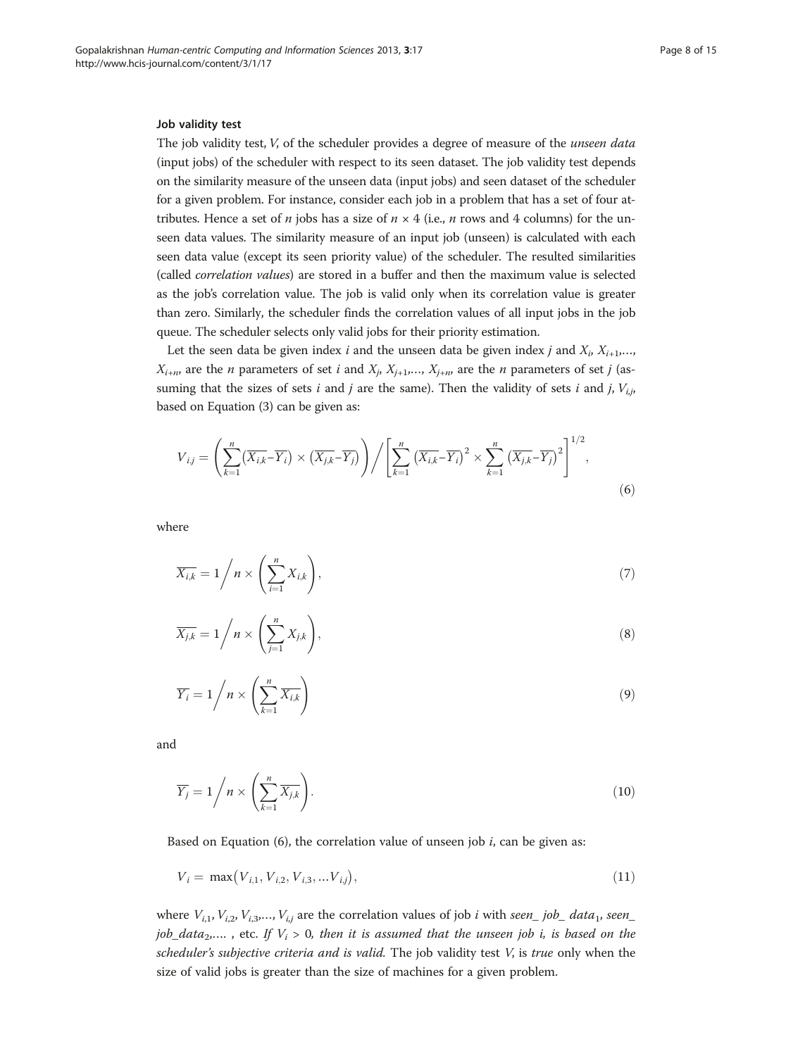#### Job validity test

The job validity test, $V$, of the scheduler provides a degree of measure of the *unseen data* (input jobs) of the scheduler with respect to its seen dataset. The job validity test depends on the similarity measure of the unseen data (input jobs) and seen dataset of the scheduler for a given problem. For instance, consider each job in a problem that has a set of four attributes. Hence a set of $n$ jobs has a size of $n \times 4$ (i.e., $n$ rows and 4 columns) for the unseen data values. The similarity measure of an input job (unseen) is calculated with each seen data value (except its seen priority value) of the scheduler. The resulted similarities (called *correlation values*) are stored in a buffer and then the maximum value is selected as the job's correlation value. The job is valid only when its correlation value is greater than zero. Similarly, the scheduler finds the correlation values of all input jobs in the job queue. The scheduler selects only valid jobs for their priority estimation.

Let the seen data be given index $i$ and the unseen data be given index $j$ and $X_i, X_{i+1},\ldots, X_{i+n}$, are the $n$ parameters of set $i$ and $X_j, X_{j+1},\ldots, X_{j+n}$, are the $n$ parameters of set $j$ (assuming that the sizes of sets $i$ and $j$ are the same). Then the validity of sets $i$ and $j$, $V_{i,j}$, based on Equation (3) can be given as:

$$V_{i,j} = \left(\sum_{k=1}^{n}\left(\overline{X_{i,k}}-\overline{Y_i}\right)\times\left(\overline{X_{j,k}}-\overline{Y_j}\right)\right)\Big/\left[\sum_{k=1}^{n}\left(\overline{X_{i,k}}-\overline{Y_i}\right)^2\times\sum_{k=1}^{n}\left(\overline{X_{j,k}}-\overline{Y_j}\right)^2\right]^{1/2}, \tag{6}$$

where

$$\overline{X_{i,k}} = 1\Big/n\times\left(\sum_{i=1}^{n}X_{i,k}\right), \tag{7}$$

$$\overline{X_{j,k}} = 1\Big/n\times\left(\sum_{j=1}^{n}X_{j,k}\right), \tag{8}$$

$$\overline{Y_i} = 1\Big/n\times\left(\sum_{k=1}^{n}\overline{X_{i,k}}\right) \tag{9}$$

and

$$\overline{Y_j} = 1\Big/n\times\left(\sum_{k=1}^{n}\overline{X_{j,k}}\right). \tag{10}$$

Based on Equation (6), the correlation value of unseen job $i$, can be given as:

$$V_i = \max\left(V_{i,1}, V_{i,2}, V_{i,3}, \ldots V_{i,j}\right), \tag{11}$$

where $V_{i,1}, V_{i,2}, V_{i,3},\ldots, V_{i,j}$ are the correlation values of job $i$ with *seen_ job_ data*$_1$, *seen_ job_data*$_2$,.... , etc. *If $V_i > 0$, then it is assumed that the unseen job i, is based on the scheduler's subjective criteria and is valid.* The job validity test $V$, is *true* only when the size of valid jobs is greater than the size of machines for a given problem.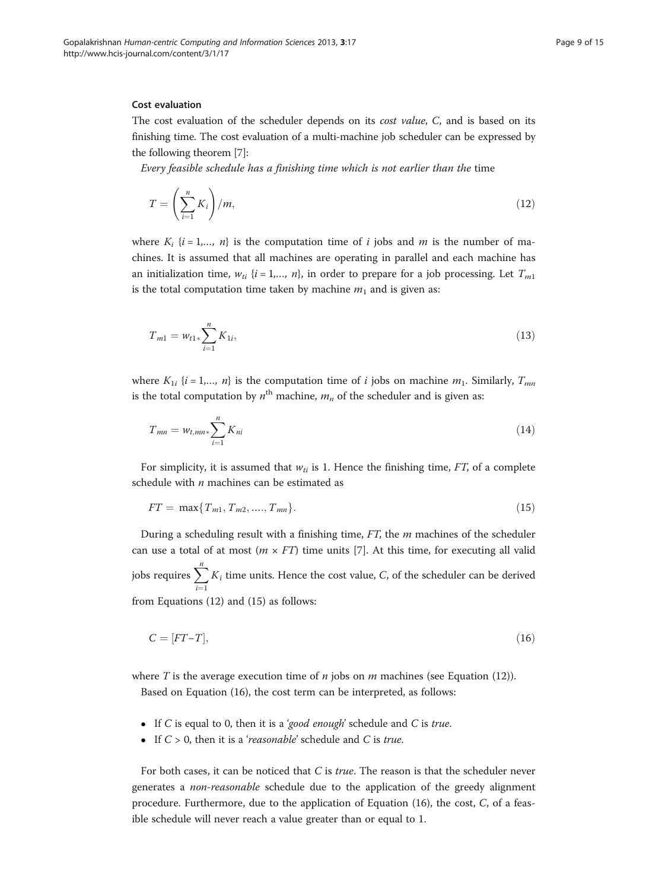#### Cost evaluation

The cost evaluation of the scheduler depends on its *cost value*, $C$, and is based on its finishing time. The cost evaluation of a multi-machine job scheduler can be expressed by the following theorem [7]:

*Every feasible schedule has a finishing time which is not earlier than the* time

$$T = \left(\sum_{i=1}^{n} K_i\right)/m, \tag{12}$$

where $K_i$ $\{i = 1,\ldots, n\}$ is the computation time of $i$ jobs and $m$ is the number of machines. It is assumed that all machines are operating in parallel and each machine has an initialization time, $w_{ti}$ $\{i = 1,\ldots, n\}$, in order to prepare for a job processing. Let $T_{m1}$ is the total computation time taken by machine $m_1$ and is given as:

$$T_{m1} = w_{t1*}\sum_{i=1}^{n} K_{1i}, \tag{13}$$

where $K_{1i}$ $\{i = 1,\ldots, n\}$ is the computation time of $i$ jobs on machine $m_1$. Similarly, $T_{mn}$ is the total computation by $n^{\text{th}}$ machine, $m_n$ of the scheduler and is given as:

$$T_{mn} = w_{t,mn*}\sum_{i=1}^{n} K_{ni} \tag{14}$$

For simplicity, it is assumed that $w_{ti}$ is 1. Hence the finishing time, $FT$, of a complete schedule with $n$ machines can be estimated as

$$FT = \max\{T_{m1}, T_{m2}, \ldots, T_{mn}\}. \tag{15}$$

During a scheduling result with a finishing time, $FT$, the $m$ machines of the scheduler can use a total of at most $(m \times FT)$ time units [7]. At this time, for executing all valid jobs requires $\sum_{i=1}^{n} K_i$ time units. Hence the cost value, $C$, of the scheduler can be derived from Equations (12) and (15) as follows:

$$C = [FT - T], \tag{16}$$

where $T$ is the average execution time of $n$ jobs on $m$ machines (see Equation (12)).

Based on Equation (16), the cost term can be interpreted, as follows:

- If $C$ is equal to 0, then it is a '*good enough*' schedule and $C$ is *true*.
- If $C > 0$, then it is a '*reasonable*' schedule and $C$ is *true*.

For both cases, it can be noticed that $C$ is *true*. The reason is that the scheduler never generates a *non-reasonable* schedule due to the application of the greedy alignment procedure. Furthermore, due to the application of Equation (16), the cost, $C$, of a feasible schedule will never reach a value greater than or equal to 1.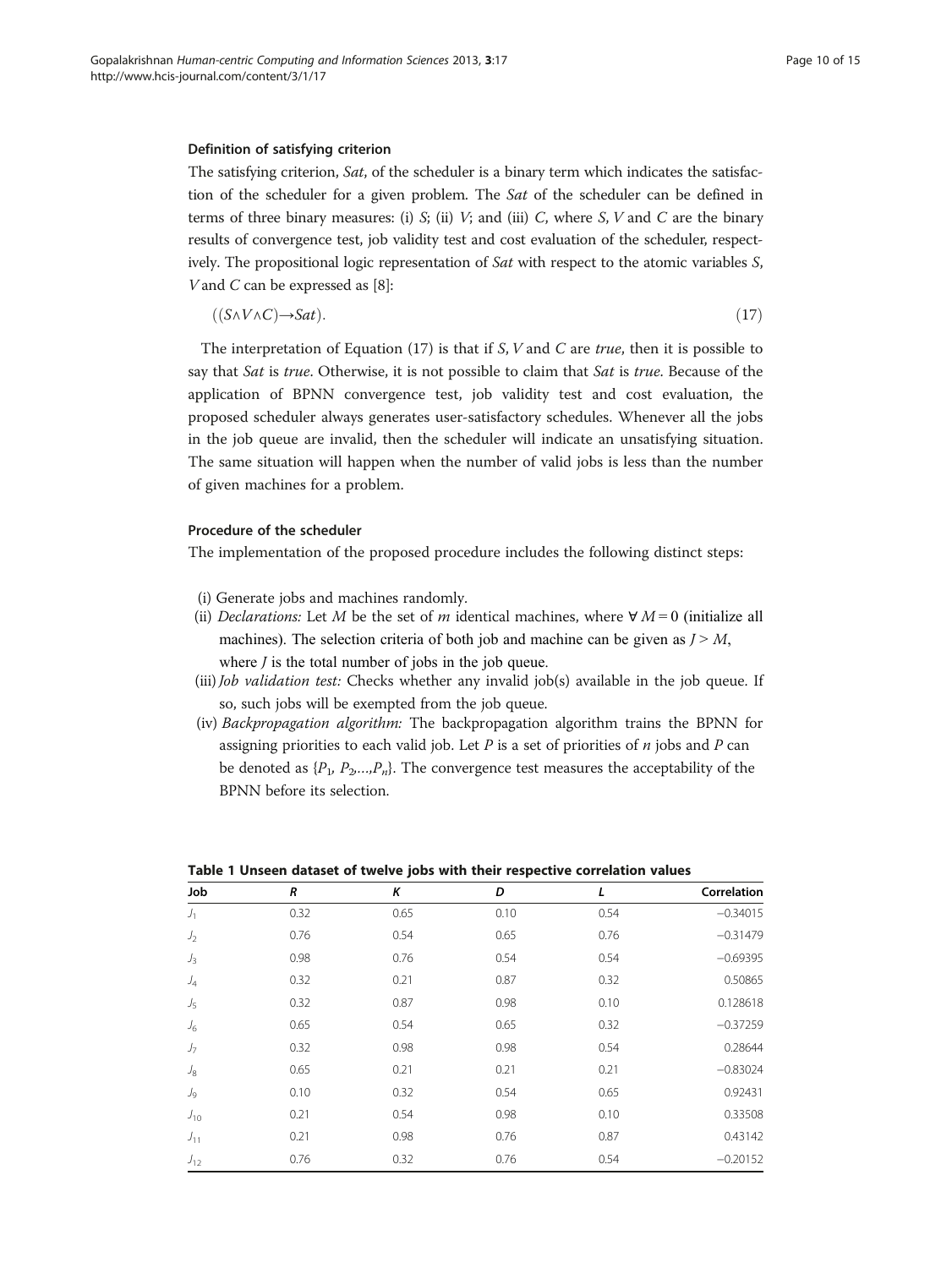### Definition of satisfying criterion

The satisfying criterion, *Sat*, of the scheduler is a binary term which indicates the satisfaction of the scheduler for a given problem. The *Sat* of the scheduler can be defined in terms of three binary measures: (i) *S*; (ii) *V*; and (iii) *C*, where *S*, *V* and *C* are the binary results of convergence test, job validity test and cost evaluation of the scheduler, respectively. The propositional logic representation of *Sat* with respect to the atomic variables *S*, *V* and *C* can be expressed as [8]:

$$((S \wedge V \wedge C) \rightarrow Sat). \tag{17}$$

The interpretation of Equation (17) is that if *S*, *V* and *C* are *true*, then it is possible to say that *Sat* is *true*. Otherwise, it is not possible to claim that *Sat* is *true*. Because of the application of BPNN convergence test, job validity test and cost evaluation, the proposed scheduler always generates user-satisfactory schedules. Whenever all the jobs in the job queue are invalid, then the scheduler will indicate an unsatisfying situation. The same situation will happen when the number of valid jobs is less than the number of given machines for a problem.

### Procedure of the scheduler

The implementation of the proposed procedure includes the following distinct steps:

(i) Generate jobs and machines randomly.

(ii) *Declarations:* Let *M* be the set of *m* identical machines, where $\forall M = 0$ (initialize all machines). The selection criteria of both job and machine can be given as $J > M$, where *J* is the total number of jobs in the job queue.

(iii) *Job validation test:* Checks whether any invalid job(s) available in the job queue. If so, such jobs will be exempted from the job queue.

(iv) *Backpropagation algorithm:* The backpropagation algorithm trains the BPNN for assigning priorities to each valid job. Let *P* is a set of priorities of *n* jobs and *P* can be denoted as $\{P_1, P_2, \ldots, P_n\}$. The convergence test measures the acceptability of the BPNN before its selection.

**Table 1 Unseen dataset of twelve jobs with their respective correlation values**

| Job | *R* | *K* | *D* | *L* | Correlation |
|---|---|---|---|---|---|
| $J_1$ | 0.32 | 0.65 | 0.10 | 0.54 | −0.34015 |
| $J_2$ | 0.76 | 0.54 | 0.65 | 0.76 | −0.31479 |
| $J_3$ | 0.98 | 0.76 | 0.54 | 0.54 | −0.69395 |
| $J_4$ | 0.32 | 0.21 | 0.87 | 0.32 | 0.50865 |
| $J_5$ | 0.32 | 0.87 | 0.98 | 0.10 | 0.128618 |
| $J_6$ | 0.65 | 0.54 | 0.65 | 0.32 | −0.37259 |
| $J_7$ | 0.32 | 0.98 | 0.98 | 0.54 | 0.28644 |
| $J_8$ | 0.65 | 0.21 | 0.21 | 0.21 | −0.83024 |
| $J_9$ | 0.10 | 0.32 | 0.54 | 0.65 | 0.92431 |
| $J_{10}$ | 0.21 | 0.54 | 0.98 | 0.10 | 0.33508 |
| $J_{11}$ | 0.21 | 0.98 | 0.76 | 0.87 | 0.43142 |
| $J_{12}$ | 0.76 | 0.32 | 0.76 | 0.54 | −0.20152 |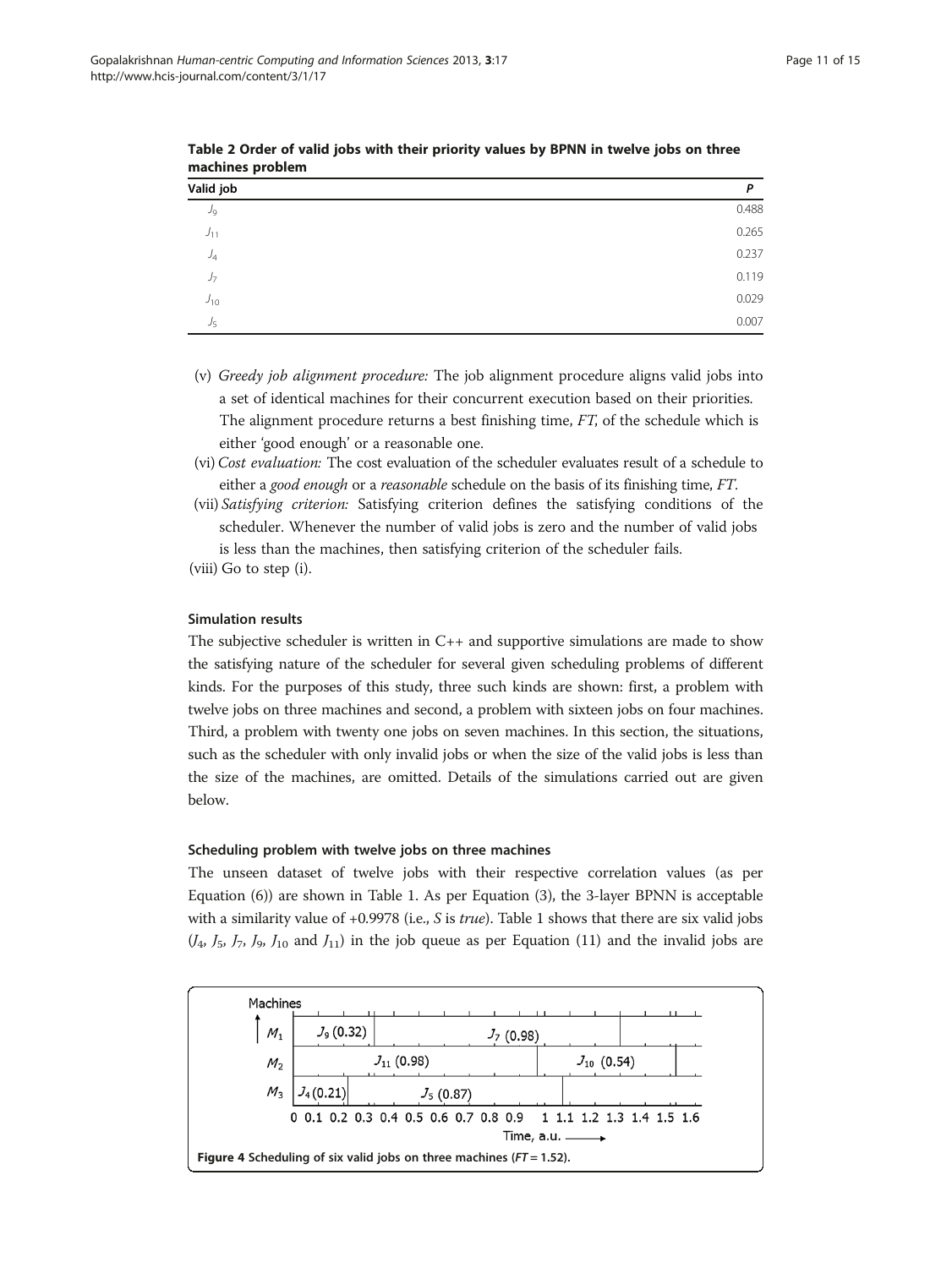**Table 2 Order of valid jobs with their priority values by BPNN in twelve jobs on three machines problem**

| Valid job | $P$ |
|---|---|
| $J_9$ | 0.488 |
| $J_{11}$ | 0.265 |
| $J_4$ | 0.237 |
| $J_7$ | 0.119 |
| $J_{10}$ | 0.029 |
| $J_5$ | 0.007 |

(v) *Greedy job alignment procedure:* The job alignment procedure aligns valid jobs into a set of identical machines for their concurrent execution based on their priorities. The alignment procedure returns a best finishing time, *FT*, of the schedule which is either 'good enough' or a reasonable one.

(vi) *Cost evaluation:* The cost evaluation of the scheduler evaluates result of a schedule to either a *good enough* or a *reasonable* schedule on the basis of its finishing time, *FT*.

(vii) *Satisfying criterion:* Satisfying criterion defines the satisfying conditions of the scheduler. Whenever the number of valid jobs is zero and the number of valid jobs is less than the machines, then satisfying criterion of the scheduler fails.

(viii) Go to step (i).

## Simulation results

The subjective scheduler is written in C++ and supportive simulations are made to show the satisfying nature of the scheduler for several given scheduling problems of different kinds. For the purposes of this study, three such kinds are shown: first, a problem with twelve jobs on three machines and second, a problem with sixteen jobs on four machines. Third, a problem with twenty one jobs on seven machines. In this section, the situations, such as the scheduler with only invalid jobs or when the size of the valid jobs is less than the size of the machines, are omitted. Details of the simulations carried out are given below.

### Scheduling problem with twelve jobs on three machines

The unseen dataset of twelve jobs with their respective correlation values (as per Equation (6)) are shown in Table 1. As per Equation (3), the 3-layer BPNN is acceptable with a similarity value of +0.9978 (i.e., *S* is *true*). Table 1 shows that there are six valid jobs ($J_4$, $J_5$, $J_7$, $J_9$, $J_{10}$ and $J_{11}$) in the job queue as per Equation (11) and the invalid jobs are

Machines
$M_1$ $J_9$ (0.32) $J_7$ (0.98)
$M_2$ $J_{11}$ (0.98) $J_{10}$ (0.54)
$M_3$ $J_4$ (0.21) $J_5$ (0.87)
0 0.1 0.2 0.3 0.4 0.5 0.6 0.7 0.8 0.9 1 1.1 1.2 1.3 1.4 1.5 1.6
Time, a.u.

**Figure 4 Scheduling of six valid jobs on three machines (*FT* = 1.52).**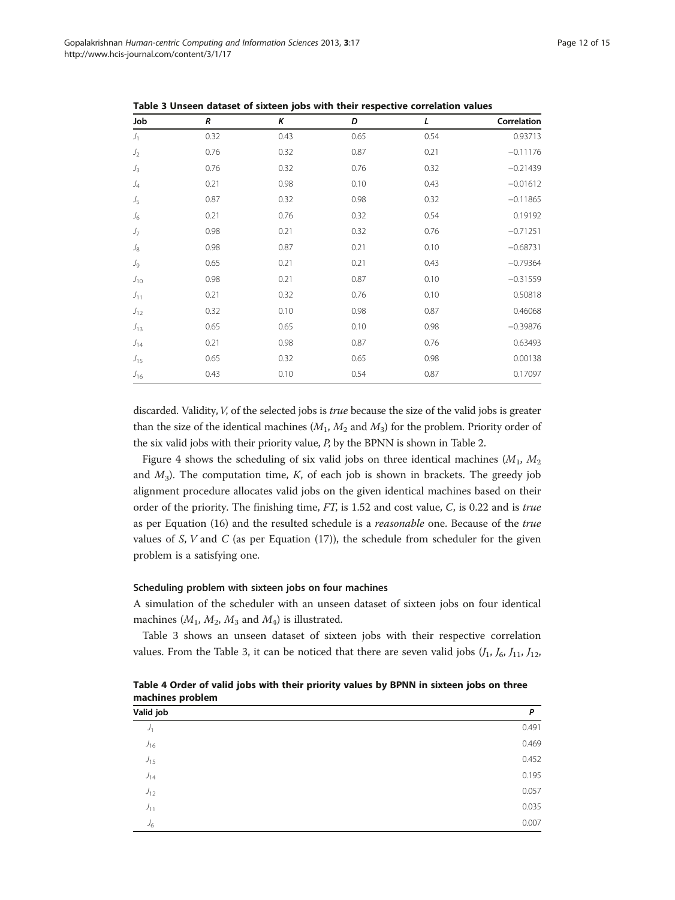**Table 3 Unseen dataset of sixteen jobs with their respective correlation values**

| Job | *R* | *K* | *D* | *L* | Correlation |
|---|---|---|---|---|---|
| $J_1$ | 0.32 | 0.43 | 0.65 | 0.54 | 0.93713 |
| $J_2$ | 0.76 | 0.32 | 0.87 | 0.21 | −0.11176 |
| $J_3$ | 0.76 | 0.32 | 0.76 | 0.32 | −0.21439 |
| $J_4$ | 0.21 | 0.98 | 0.10 | 0.43 | −0.01612 |
| $J_5$ | 0.87 | 0.32 | 0.98 | 0.32 | −0.11865 |
| $J_6$ | 0.21 | 0.76 | 0.32 | 0.54 | 0.19192 |
| $J_7$ | 0.98 | 0.21 | 0.32 | 0.76 | −0.71251 |
| $J_8$ | 0.98 | 0.87 | 0.21 | 0.10 | −0.68731 |
| $J_9$ | 0.65 | 0.21 | 0.21 | 0.43 | −0.79364 |
| $J_{10}$ | 0.98 | 0.21 | 0.87 | 0.10 | −0.31559 |
| $J_{11}$ | 0.21 | 0.32 | 0.76 | 0.10 | 0.50818 |
| $J_{12}$ | 0.32 | 0.10 | 0.98 | 0.87 | 0.46068 |
| $J_{13}$ | 0.65 | 0.65 | 0.10 | 0.98 | −0.39876 |
| $J_{14}$ | 0.21 | 0.98 | 0.87 | 0.76 | 0.63493 |
| $J_{15}$ | 0.65 | 0.32 | 0.65 | 0.98 | 0.00138 |
| $J_{16}$ | 0.43 | 0.10 | 0.54 | 0.87 | 0.17097 |

discarded. Validity, *V*, of the selected jobs is *true* because the size of the valid jobs is greater than the size of the identical machines ($M_1$, $M_2$ and $M_3$) for the problem. Priority order of the six valid jobs with their priority value, *P*, by the BPNN is shown in Table 2.

Figure 4 shows the scheduling of six valid jobs on three identical machines ($M_1$, $M_2$ and $M_3$). The computation time, *K*, of each job is shown in brackets. The greedy job alignment procedure allocates valid jobs on the given identical machines based on their order of the priority. The finishing time, *FT*, is 1.52 and cost value, *C*, is 0.22 and is *true* as per Equation (16) and the resulted schedule is a *reasonable* one. Because of the *true* values of *S*, *V* and *C* (as per Equation (17)), the schedule from scheduler for the given problem is a satisfying one.

#### Scheduling problem with sixteen jobs on four machines

A simulation of the scheduler with an unseen dataset of sixteen jobs on four identical machines ($M_1$, $M_2$, $M_3$ and $M_4$) is illustrated.

Table 3 shows an unseen dataset of sixteen jobs with their respective correlation values. From the Table 3, it can be noticed that there are seven valid jobs ($J_1$, $J_6$, $J_{11}$, $J_{12}$,

**Table 4 Order of valid jobs with their priority values by BPNN in sixteen jobs on three machines problem**

| Valid job | *P* |
|---|---|
| $J_1$ | 0.491 |
| $J_{16}$ | 0.469 |
| $J_{15}$ | 0.452 |
| $J_{14}$ | 0.195 |
| $J_{12}$ | 0.057 |
| $J_{11}$ | 0.035 |
| $J_6$ | 0.007 |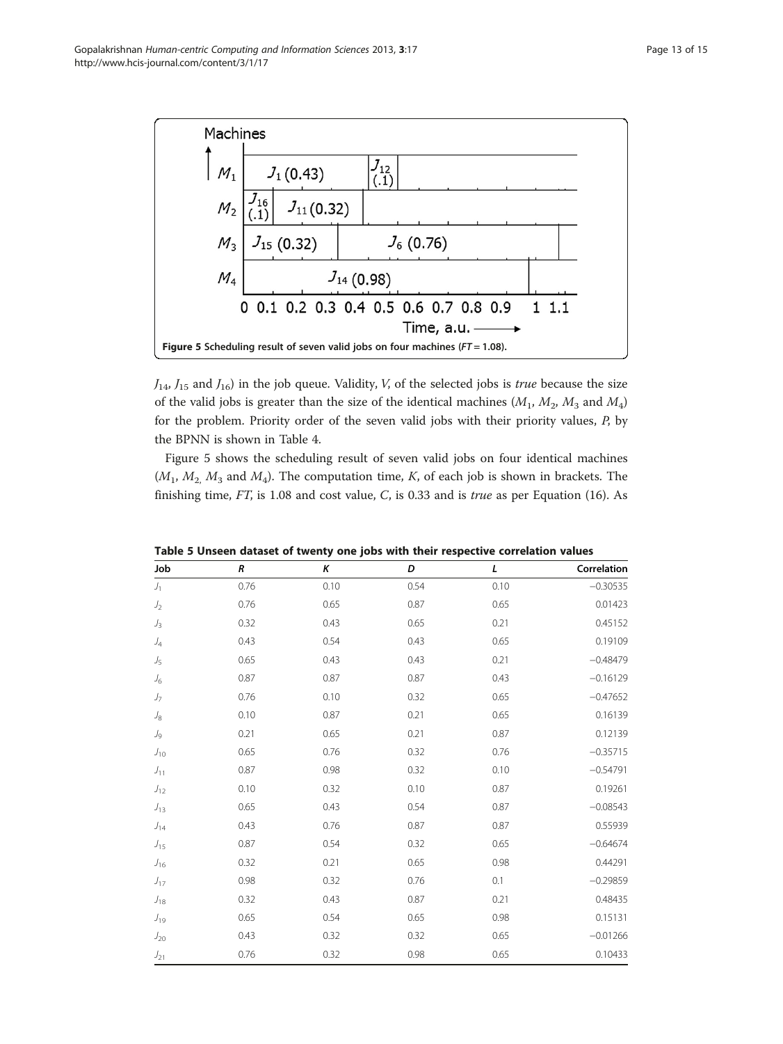Figure 5 Scheduling result of seven valid jobs on four machines ($FT = 1.08$).

$J_{14}$, $J_{15}$ and $J_{16}$) in the job queue. Validity, $V$, of the selected jobs is *true* because the size of the valid jobs is greater than the size of the identical machines ($M_1$, $M_2$, $M_3$ and $M_4$) for the problem. Priority order of the seven valid jobs with their priority values, $P$, by the BPNN is shown in Table 4.

Figure 5 shows the scheduling result of seven valid jobs on four identical machines ($M_1$, $M_2$, $M_3$ and $M_4$). The computation time, $K$, of each job is shown in brackets. The finishing time, $FT$, is 1.08 and cost value, $C$, is 0.33 and is *true* as per Equation (16). As

**Table 5 Unseen dataset of twenty one jobs with their respective correlation values**

| Job | R | K | D | L | Correlation |
|---|---|---|---|---|---|
| $J_1$ | 0.76 | 0.10 | 0.54 | 0.10 | −0.30535 |
| $J_2$ | 0.76 | 0.65 | 0.87 | 0.65 | 0.01423 |
| $J_3$ | 0.32 | 0.43 | 0.65 | 0.21 | 0.45152 |
| $J_4$ | 0.43 | 0.54 | 0.43 | 0.65 | 0.19109 |
| $J_5$ | 0.65 | 0.43 | 0.43 | 0.21 | −0.48479 |
| $J_6$ | 0.87 | 0.87 | 0.87 | 0.43 | −0.16129 |
| $J_7$ | 0.76 | 0.10 | 0.32 | 0.65 | −0.47652 |
| $J_8$ | 0.10 | 0.87 | 0.21 | 0.65 | 0.16139 |
| $J_9$ | 0.21 | 0.65 | 0.21 | 0.87 | 0.12139 |
| $J_{10}$ | 0.65 | 0.76 | 0.32 | 0.76 | −0.35715 |
| $J_{11}$ | 0.87 | 0.98 | 0.32 | 0.10 | −0.54791 |
| $J_{12}$ | 0.10 | 0.32 | 0.10 | 0.87 | 0.19261 |
| $J_{13}$ | 0.65 | 0.43 | 0.54 | 0.87 | −0.08543 |
| $J_{14}$ | 0.43 | 0.76 | 0.87 | 0.87 | 0.55939 |
| $J_{15}$ | 0.87 | 0.54 | 0.32 | 0.65 | −0.64674 |
| $J_{16}$ | 0.32 | 0.21 | 0.65 | 0.98 | 0.44291 |
| $J_{17}$ | 0.98 | 0.32 | 0.76 | 0.1 | −0.29859 |
| $J_{18}$ | 0.32 | 0.43 | 0.87 | 0.21 | 0.48435 |
| $J_{19}$ | 0.65 | 0.54 | 0.65 | 0.98 | 0.15131 |
| $J_{20}$ | 0.43 | 0.32 | 0.32 | 0.65 | −0.01266 |
| $J_{21}$ | 0.76 | 0.32 | 0.98 | 0.65 | 0.10433 |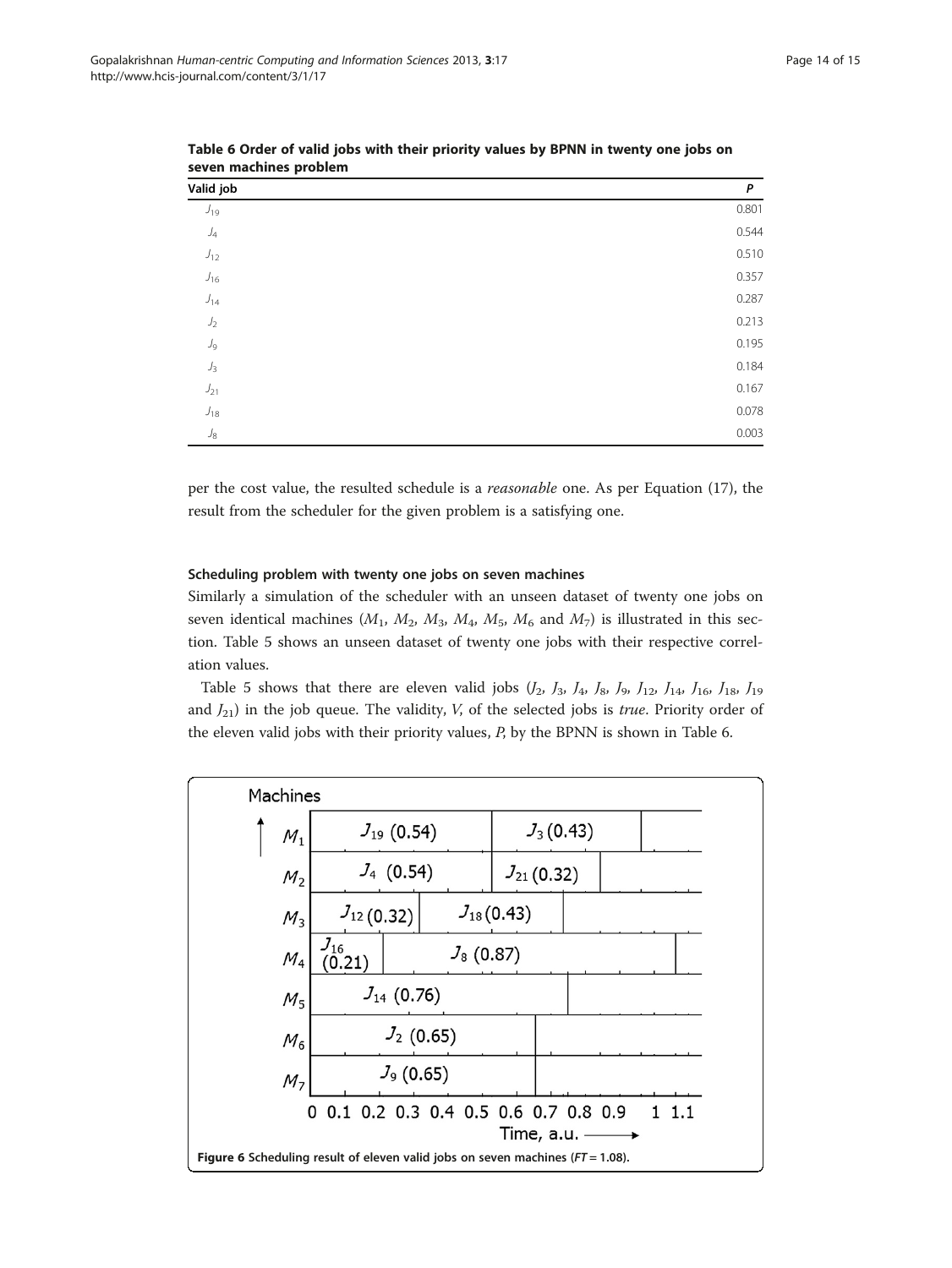**Table 6 Order of valid jobs with their priority values by BPNN in twenty one jobs on seven machines problem**

| Valid job | P |
|---|---|
| $J_{19}$ | 0.801 |
| $J_4$ | 0.544 |
| $J_{12}$ | 0.510 |
| $J_{16}$ | 0.357 |
| $J_{14}$ | 0.287 |
| $J_2$ | 0.213 |
| $J_9$ | 0.195 |
| $J_3$ | 0.184 |
| $J_{21}$ | 0.167 |
| $J_{18}$ | 0.078 |
| $J_8$ | 0.003 |

per the cost value, the resulted schedule is a *reasonable* one. As per Equation (17), the result from the scheduler for the given problem is a satisfying one.

#### Scheduling problem with twenty one jobs on seven machines

Similarly a simulation of the scheduler with an unseen dataset of twenty one jobs on seven identical machines ($M_1$, $M_2$, $M_3$, $M_4$, $M_5$, $M_6$ and $M_7$) is illustrated in this section. Table 5 shows an unseen dataset of twenty one jobs with their respective correlation values.

Table 5 shows that there are eleven valid jobs ($J_2$, $J_3$, $J_4$, $J_8$, $J_9$, $J_{12}$, $J_{14}$, $J_{16}$, $J_{18}$, $J_{19}$ and $J_{21}$) in the job queue. The validity, $V$, of the selected jobs is *true*. Priority order of the eleven valid jobs with their priority values, $P$, by the BPNN is shown in Table 6.

**Figure 6** Scheduling result of eleven valid jobs on seven machines ($FT = 1.08$).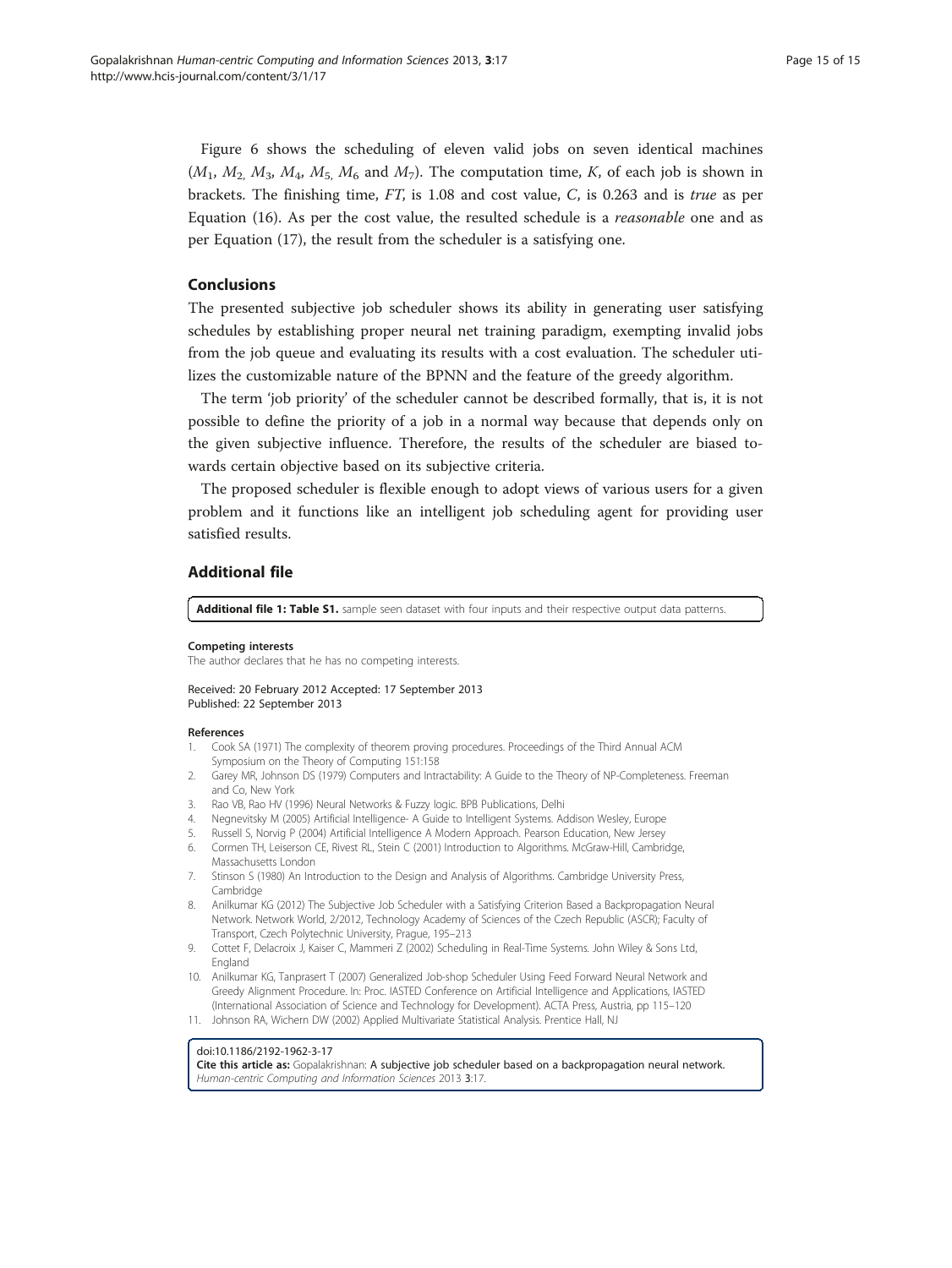Figure 6 shows the scheduling of eleven valid jobs on seven identical machines ($M_1$, $M_2$, $M_3$, $M_4$, $M_5$, $M_6$ and $M_7$). The computation time, $K$, of each job is shown in brackets. The finishing time, $FT$, is 1.08 and cost value, $C$, is 0.263 and is *true* as per Equation (16). As per the cost value, the resulted schedule is a *reasonable* one and as per Equation (17), the result from the scheduler is a satisfying one.

## Conclusions

The presented subjective job scheduler shows its ability in generating user satisfying schedules by establishing proper neural net training paradigm, exempting invalid jobs from the job queue and evaluating its results with a cost evaluation. The scheduler utilizes the customizable nature of the BPNN and the feature of the greedy algorithm.

The term 'job priority' of the scheduler cannot be described formally, that is, it is not possible to define the priority of a job in a normal way because that depends only on the given subjective influence. Therefore, the results of the scheduler are biased towards certain objective based on its subjective criteria.

The proposed scheduler is flexible enough to adopt views of various users for a given problem and it functions like an intelligent job scheduling agent for providing user satisfied results.

## Additional file

**Additional file 1: Table S1.** sample seen dataset with four inputs and their respective output data patterns.

#### Competing interests
The author declares that he has no competing interests.

Received: 20 February 2012 Accepted: 17 September 2013
Published: 22 September 2013

#### References

1. Cook SA (1971) The complexity of theorem proving procedures. Proceedings of the Third Annual ACM Symposium on the Theory of Computing 151:158
2. Garey MR, Johnson DS (1979) Computers and Intractability: A Guide to the Theory of NP-Completeness. Freeman and Co, New York
3. Rao VB, Rao HV (1996) Neural Networks & Fuzzy logic. BPB Publications, Delhi
4. Negnevitsky M (2005) Artificial Intelligence- A Guide to Intelligent Systems. Addison Wesley, Europe
5. Russell S, Norvig P (2004) Artificial Intelligence A Modern Approach. Pearson Education, New Jersey
6. Cormen TH, Leiserson CE, Rivest RL, Stein C (2001) Introduction to Algorithms. McGraw-Hill, Cambridge, Massachusetts London
7. Stinson S (1980) An Introduction to the Design and Analysis of Algorithms. Cambridge University Press, Cambridge
8. Anilkumar KG (2012) The Subjective Job Scheduler with a Satisfying Criterion Based a Backpropagation Neural Network. Network World, 2/2012, Technology Academy of Sciences of the Czech Republic (ASCR); Faculty of Transport, Czech Polytechnic University, Prague, 195–213
9. Cottet F, Delacroix J, Kaiser C, Mammeri Z (2002) Scheduling in Real-Time Systems. John Wiley & Sons Ltd, England
10. Anilkumar KG, Tanprasert T (2007) Generalized Job-shop Scheduler Using Feed Forward Neural Network and Greedy Alignment Procedure. In: Proc. IASTED Conference on Artificial Intelligence and Applications, IASTED (International Association of Science and Technology for Development). ACTA Press, Austria, pp 115–120
11. Johnson RA, Wichern DW (2002) Applied Multivariate Statistical Analysis. Prentice Hall, NJ

doi:10.1186/2192-1962-3-17
**Cite this article as:** Gopalakrishnan: A subjective job scheduler based on a backpropagation neural network. *Human-centric Computing and Information Sciences* 2013 **3**:17.